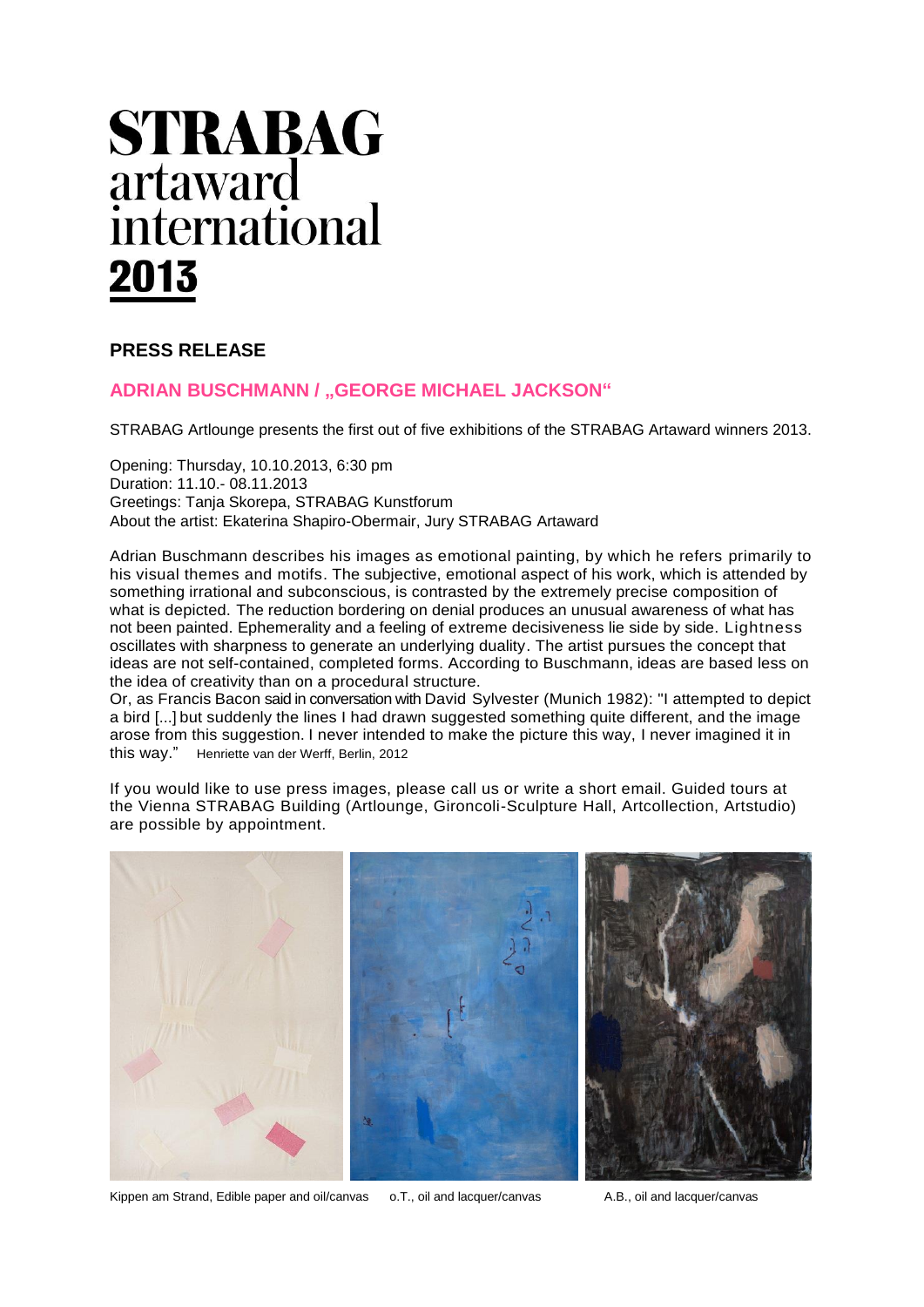# STRABAG artaward international 2013

## PRESS RELEASE

### ADRIAN BUSCHMANN / „GEORGE MICHAEL JACKSON"

STRABAG Artlounge presents the first out of five exhibitions of the STRABAG Artaward winners 2013.

Opening: Thursday, 10.10.2013, 6:30 pm
Duration: 11.10.- 08.11.2013
Greetings: Tanja Skorepa, STRABAG Kunstforum
About the artist: Ekaterina Shapiro-Obermair, Jury STRABAG Artaward

Adrian Buschmann describes his images as emotional painting, by which he refers primarily to his visual themes and motifs. The subjective, emotional aspect of his work, which is attended by something irrational and subconscious, is contrasted by the extremely precise composition of what is depicted. The reduction bordering on denial produces an unusual awareness of what has not been painted. Ephemerality and a feeling of extreme decisiveness lie side by side. Lightness oscillates with sharpness to generate an underlying duality. The artist pursues the concept that ideas are not self-contained, completed forms. According to Buschmann, ideas are based less on the idea of creativity than on a procedural structure.
Or, as Francis Bacon said in conversation with David Sylvester (Munich 1982): "I attempted to depict a bird [...] but suddenly the lines I had drawn suggested something quite different, and the image arose from this suggestion. I never intended to make the picture this way, I never imagined it in this way." Henriette van der Werff, Berlin, 2012

If you would like to use press images, please call us or write a short email. Guided tours at the Vienna STRABAG Building (Artlounge, Gironcoli-Sculpture Hall, Artcollection, Artstudio) are possible by appointment.

Kippen am Strand, Edible paper and oil/canvas

o.T., oil and lacquer/canvas

A.B., oil and lacquer/canvas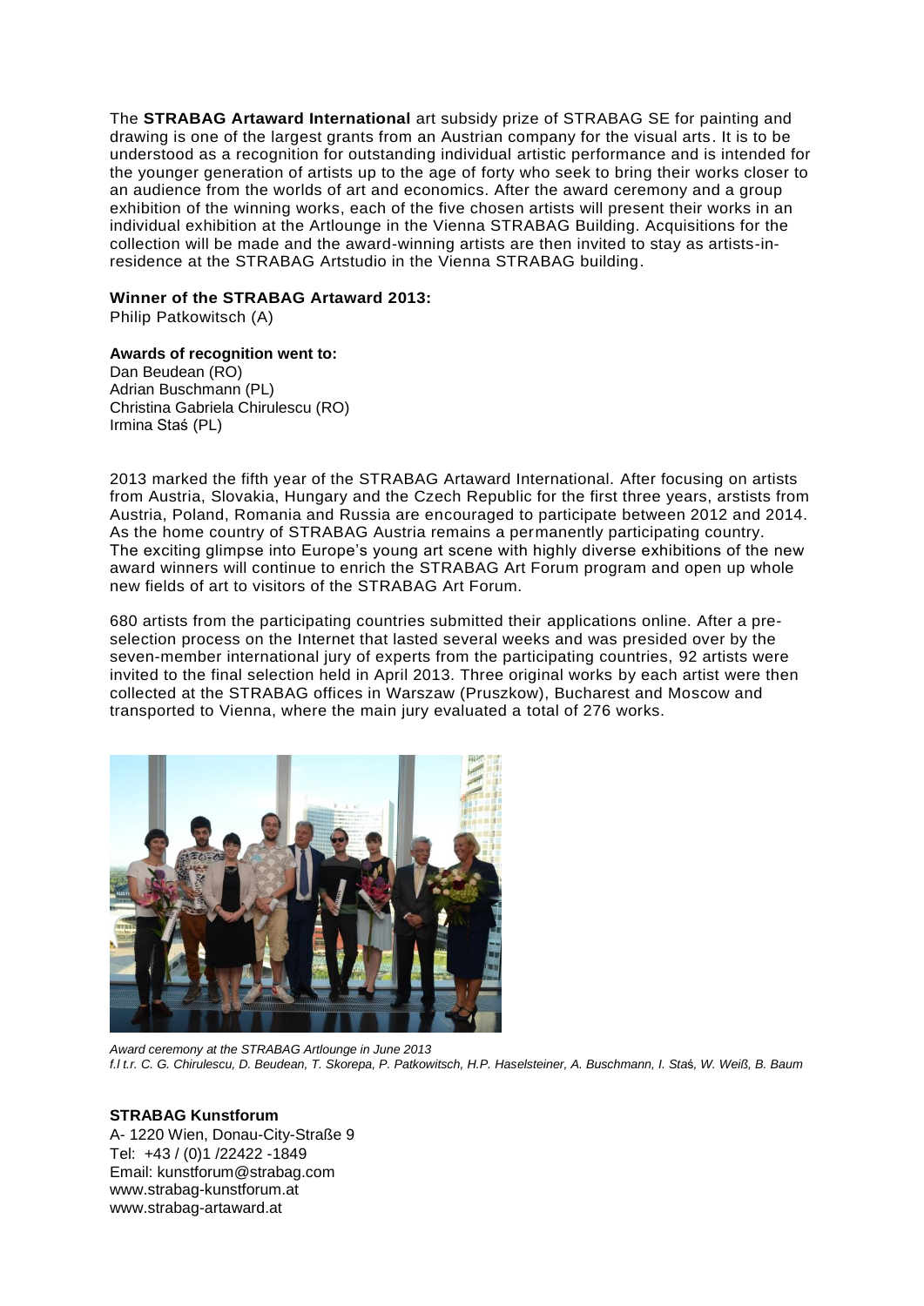The **STRABAG Artaward International** art subsidy prize of STRABAG SE for painting and drawing is one of the largest grants from an Austrian company for the visual arts. It is to be understood as a recognition for outstanding individual artistic performance and is intended for the younger generation of artists up to the age of forty who seek to bring their works closer to an audience from the worlds of art and economics. After the award ceremony and a group exhibition of the winning works, each of the five chosen artists will present their works in an individual exhibition at the Artlounge in the Vienna STRABAG Building. Acquisitions for the collection will be made and the award-winning artists are then invited to stay as artists-in-residence at the STRABAG Artstudio in the Vienna STRABAG building.

**Winner of the STRABAG Artaward 2013:**
Philip Patkowitsch (A)

**Awards of recognition went to:**
Dan Beudean (RO)
Adrian Buschmann (PL)
Christina Gabriela Chirulescu (RO)
Irmina Staś (PL)

2013 marked the fifth year of the STRABAG Artaward International. After focusing on artists from Austria, Slovakia, Hungary and the Czech Republic for the first three years, arstists from Austria, Poland, Romania and Russia are encouraged to participate between 2012 and 2014. As the home country of STRABAG Austria remains a permanently participating country. The exciting glimpse into Europe's young art scene with highly diverse exhibitions of the new award winners will continue to enrich the STRABAG Art Forum program and open up whole new fields of art to visitors of the STRABAG Art Forum.

680 artists from the participating countries submitted their applications online. After a pre-selection process on the Internet that lasted several weeks and was presided over by the seven-member international jury of experts from the participating countries, 92 artists were invited to the final selection held in April 2013. Three original works by each artist were then collected at the STRABAG offices in Warszaw (Pruszkow), Bucharest and Moscow and transported to Vienna, where the main jury evaluated a total of 276 works.

*Award ceremony at the STRABAG Artlounge in June 2013*
*f.l t.r. C. G. Chirulescu, D. Beudean, T. Skorepa, P. Patkowitsch, H.P. Haselsteiner, A. Buschmann, I. Staś, W. Weiß, B. Baum*

**STRABAG Kunstforum**
A- 1220 Wien, Donau-City-Straße 9
Tel: +43 / (0)1 /22422 -1849
Email: kunstforum@strabag.com
www.strabag-kunstforum.at
www.strabag-artaward.at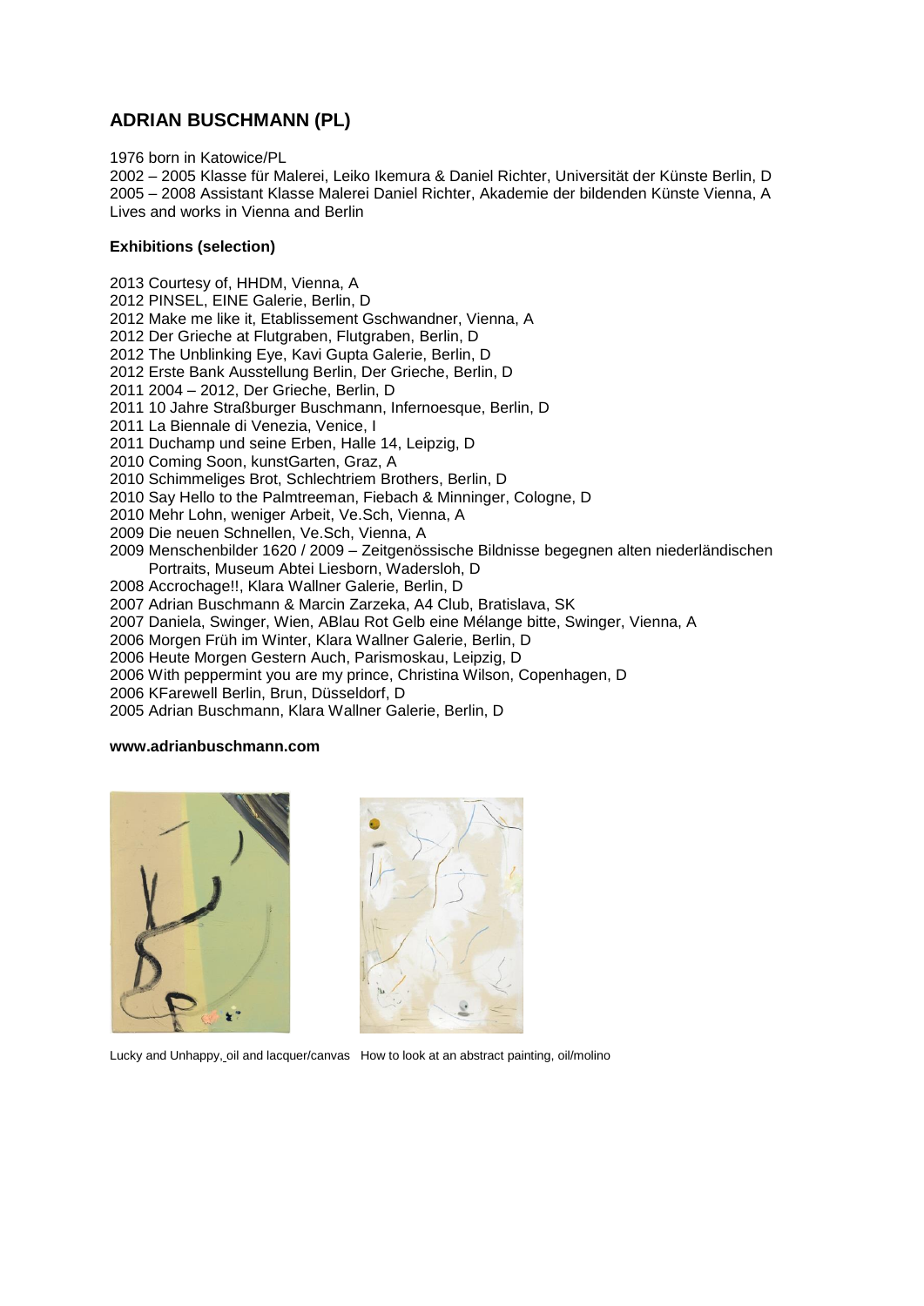## ADRIAN BUSCHMANN (PL)

1976 born in Katowice/PL
2002 – 2005 Klasse für Malerei, Leiko Ikemura & Daniel Richter, Universität der Künste Berlin, D
2005 – 2008 Assistant Klasse Malerei Daniel Richter, Akademie der bildenden Künste Vienna, A
Lives and works in Vienna and Berlin

**Exhibitions (selection)**

2013 Courtesy of, HHDM, Vienna, A
2012 PINSEL, EINE Galerie, Berlin, D
2012 Make me like it, Etablissement Gschwandner, Vienna, A
2012 Der Grieche at Flutgraben, Flutgraben, Berlin, D
2012 The Unblinking Eye, Kavi Gupta Galerie, Berlin, D
2012 Erste Bank Ausstellung Berlin, Der Grieche, Berlin, D
2011 2004 – 2012, Der Grieche, Berlin, D
2011 10 Jahre Straßburger Buschmann, Infernoesque, Berlin, D
2011 La Biennale di Venezia, Venice, I
2011 Duchamp und seine Erben, Halle 14, Leipzig, D
2010 Coming Soon, kunstGarten, Graz, A
2010 Schimmeliges Brot, Schlechtriem Brothers, Berlin, D
2010 Say Hello to the Palmtreeman, Fiebach & Minninger, Cologne, D
2010 Mehr Lohn, weniger Arbeit, Ve.Sch, Vienna, A
2009 Die neuen Schnellen, Ve.Sch, Vienna, A
2009 Menschenbilder 1620 / 2009 – Zeitgenössische Bildnisse begegnen alten niederländischen Portraits, Museum Abtei Liesborn, Wadersloh, D
2008 Accrochage!!, Klara Wallner Galerie, Berlin, D
2007 Adrian Buschmann & Marcin Zarzeka, A4 Club, Bratislava, SK
2007 Daniela, Swinger, Wien, ABlau Rot Gelb eine Mélange bitte, Swinger, Vienna, A
2006 Morgen Früh im Winter, Klara Wallner Galerie, Berlin, D
2006 Heute Morgen Gestern Auch, Parismoskau, Leipzig, D
2006 With peppermint you are my prince, Christina Wilson, Copenhagen, D
2006 KFarewell Berlin, Brun, Düsseldorf, D
2005 Adrian Buschmann, Klara Wallner Galerie, Berlin, D

**www.adrianbuschmann.com**

Lucky and Unhappy, oil and lacquer/canvas How to look at an abstract painting, oil/molino